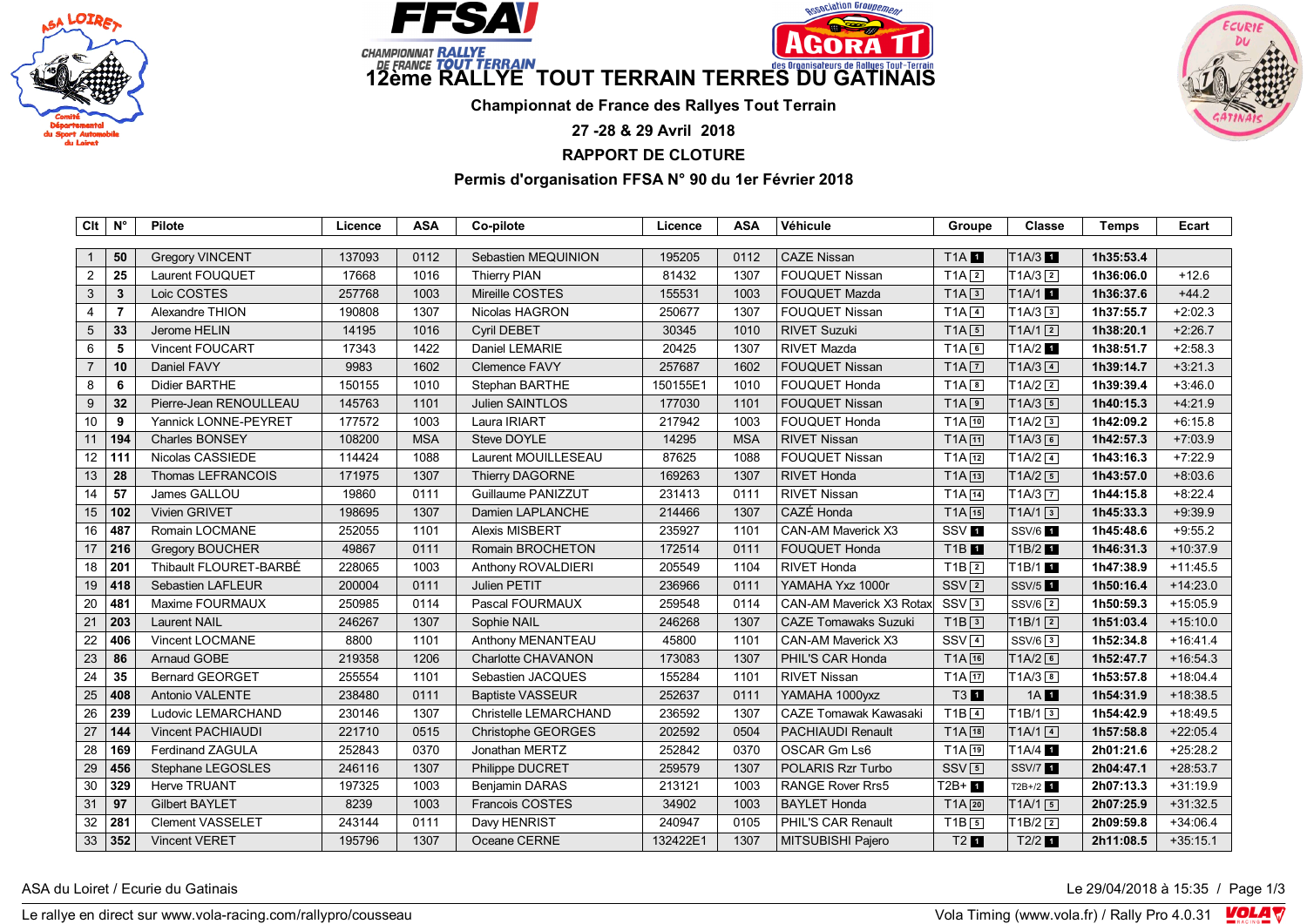# 12ème RALLYE TOUT TERRAIN TERRES DU GATINAIS

**Championnat de France des Rallyes Tout Terrain**

**27 -28 & 29 Avril 2018**

**RAPPORT DE CLOTURE**

**Permis d'organisation FFSA N° 90 du 1er Février 2018**

| Clt | N° | Pilote | Licence | ASA | Co-pilote | Licence | ASA | Véhicule | Groupe | Classe | Temps | Ecart |
|---|---|---|---|---|---|---|---|---|---|---|---|---|
| 1 | 50 | Gregory VINCENT | 137093 | 0112 | Sebastien MEQUINION | 195205 | 0112 | CAZE Nissan | T1A 1 | T1A/3 1 | 1h35:53.4 | |
| 2 | 25 | Laurent FOUQUET | 17668 | 1016 | Thierry PIAN | 81432 | 1307 | FOUQUET Nissan | T1A 2 | T1A/3 2 | 1h36:06.0 | +12.6 |
| 3 | 3 | Loic COSTES | 257768 | 1003 | Mireille COSTES | 155531 | 1003 | FOUQUET Mazda | T1A 3 | T1A/1 1 | 1h36:37.6 | +44.2 |
| 4 | 7 | Alexandre THION | 190808 | 1307 | Nicolas HAGRON | 250677 | 1307 | FOUQUET Nissan | T1A 4 | T1A/3 3 | 1h37:55.7 | +2:02.3 |
| 5 | 33 | Jerome HELIN | 14195 | 1016 | Cyril DEBET | 30345 | 1010 | RIVET Suzuki | T1A 5 | T1A/1 2 | 1h38:20.1 | +2:26.7 |
| 6 | 5 | Vincent FOUCART | 17343 | 1422 | Daniel LEMARIE | 20425 | 1307 | RIVET Mazda | T1A 6 | T1A/2 1 | 1h38:51.7 | +2:58.3 |
| 7 | 10 | Daniel FAVY | 9983 | 1602 | Clemence FAVY | 257687 | 1602 | FOUQUET Nissan | T1A 7 | T1A/3 4 | 1h39:14.7 | +3:21.3 |
| 8 | 6 | Didier BARTHE | 150155 | 1010 | Stephan BARTHE | 150155E1 | 1010 | FOUQUET Honda | T1A 8 | T1A/2 2 | 1h39:39.4 | +3:46.0 |
| 9 | 32 | Pierre-Jean RENOULLEAU | 145763 | 1101 | Julien SAINTLOS | 177030 | 1101 | FOUQUET Nissan | T1A 9 | T1A/3 5 | 1h40:15.3 | +4:21.9 |
| 10 | 9 | Yannick LONNE-PEYRET | 177572 | 1003 | Laura IRIART | 217942 | 1003 | FOUQUET Honda | T1A 10 | T1A/2 3 | 1h42:09.2 | +6:15.8 |
| 11 | 194 | Charles BONSEY | 108200 | MSA | Steve DOYLE | 14295 | MSA | RIVET Nissan | T1A 11 | T1A/3 6 | 1h42:57.3 | +7:03.9 |
| 12 | 111 | Nicolas CASSIEDE | 114424 | 1088 | Laurent MOUILLESEAU | 87625 | 1088 | FOUQUET Nissan | T1A 12 | T1A/2 4 | 1h43:16.3 | +7:22.9 |
| 13 | 28 | Thomas LEFRANCOIS | 171975 | 1307 | Thierry DAGORNE | 169263 | 1307 | RIVET Honda | T1A 13 | T1A/2 5 | 1h43:57.0 | +8:03.6 |
| 14 | 57 | James GALLOU | 19860 | 0111 | Guillaume PANIZZUT | 231413 | 0111 | RIVET Nissan | T1A 14 | T1A/3 7 | 1h44:15.8 | +8:22.4 |
| 15 | 102 | Vivien GRIVET | 198695 | 1307 | Damien LAPLANCHE | 214466 | 1307 | CAZÉ Honda | T1A 15 | T1A/1 3 | 1h45:33.3 | +9:39.9 |
| 16 | 487 | Romain LOCMANE | 252055 | 1101 | Alexis MISBERT | 235927 | 1101 | CAN-AM Maverick X3 | SSV 1 | SSV/6 1 | 1h45:48.6 | +9:55.2 |
| 17 | 216 | Gregory BOUCHER | 49867 | 0111 | Romain BROCHETON | 172514 | 0111 | FOUQUET Honda | T1B 1 | T1B/2 1 | 1h46:31.3 | +10:37.9 |
| 18 | 201 | Thibault FLOURET-BARBÉ | 228065 | 1003 | Anthony ROVALDIERI | 205549 | 1104 | RIVET Honda | T1B 2 | T1B/1 1 | 1h47:38.9 | +11:45.5 |
| 19 | 418 | Sebastien LAFLEUR | 200004 | 0111 | Julien PETIT | 236966 | 0111 | YAMAHA Yxz 1000r | SSV 2 | SSV/5 1 | 1h50:16.4 | +14:23.0 |
| 20 | 481 | Maxime FOURMAUX | 250985 | 0114 | Pascal FOURMAUX | 259548 | 0114 | CAN-AM Maverick X3 Rotax | SSV 3 | SSV/6 2 | 1h50:59.3 | +15:05.9 |
| 21 | 203 | Laurent NAIL | 246267 | 1307 | Sophie NAIL | 246268 | 1307 | CAZE Tomawaks Suzuki | T1B 3 | T1B/1 2 | 1h51:03.4 | +15:10.0 |
| 22 | 406 | Vincent LOCMANE | 8800 | 1101 | Anthony MENANTEAU | 45800 | 1101 | CAN-AM Maverick X3 | SSV 4 | SSV/6 3 | 1h52:34.8 | +16:41.4 |
| 23 | 86 | Arnaud GOBE | 219358 | 1206 | Charlotte CHAVANON | 173083 | 1307 | PHIL'S CAR Honda | T1A 16 | T1A/2 6 | 1h52:47.7 | +16:54.3 |
| 24 | 35 | Bernard GEORGET | 255554 | 1101 | Sebastien JACQUES | 155284 | 1101 | RIVET Nissan | T1A 17 | T1A/3 8 | 1h53:57.8 | +18:04.4 |
| 25 | 408 | Antonio VALENTE | 238480 | 0111 | Baptiste VASSEUR | 252637 | 0111 | YAMAHA 1000yxz | T3 1 | 1A 1 | 1h54:31.9 | +18:38.5 |
| 26 | 239 | Ludovic LEMARCHAND | 230146 | 1307 | Christelle LEMARCHAND | 236592 | 1307 | CAZE Tomawak Kawasaki | T1B 4 | T1B/1 3 | 1h54:42.9 | +18:49.5 |
| 27 | 144 | Vincent PACHIAUDI | 221710 | 0515 | Christophe GEORGES | 202592 | 0504 | PACHIAUDI Renault | T1A 18 | T1A/1 4 | 1h57:58.8 | +22:05.4 |
| 28 | 169 | Ferdinand ZAGULA | 252843 | 0370 | Jonathan MERTZ | 252842 | 0370 | OSCAR Gm Ls6 | T1A 19 | T1A/4 1 | 2h01:21.6 | +25:28.2 |
| 29 | 456 | Stephane LEGOSLES | 246116 | 1307 | Philippe DUCRET | 259579 | 1307 | POLARIS Rzr Turbo | SSV 5 | SSV/7 1 | 2h04:47.1 | +28:53.7 |
| 30 | 329 | Herve TRUANT | 197325 | 1003 | Benjamin DARAS | 213121 | 1003 | RANGE Rover Rrs5 | T2B+ 1 | T2B+/2 1 | 2h07:13.3 | +31:19.9 |
| 31 | 97 | Gilbert BAYLET | 8239 | 1003 | Francois COSTES | 34902 | 1003 | BAYLET Honda | T1A 20 | T1A/1 5 | 2h07:25.9 | +31:32.5 |
| 32 | 281 | Clement VASSELET | 243144 | 0111 | Davy HENRIST | 240947 | 0105 | PHIL'S CAR Renault | T1B 5 | T1B/2 2 | 2h09:59.8 | +34:06.4 |
| 33 | 352 | Vincent VERET | 195796 | 1307 | Oceane CERNE | 132422E1 | 1307 | MITSUBISHI Pajero | T2 1 | T2/2 1 | 2h11:08.5 | +35:15.1 |

ASA du Loiret / Ecurie du Gatinais

Le 29/04/2018 à 15:35

Le rallye en direct sur www.vola-racing.com/rallypro/cousseau

Vola Timing (www.vola.fr) / Rally Pro 4.0.31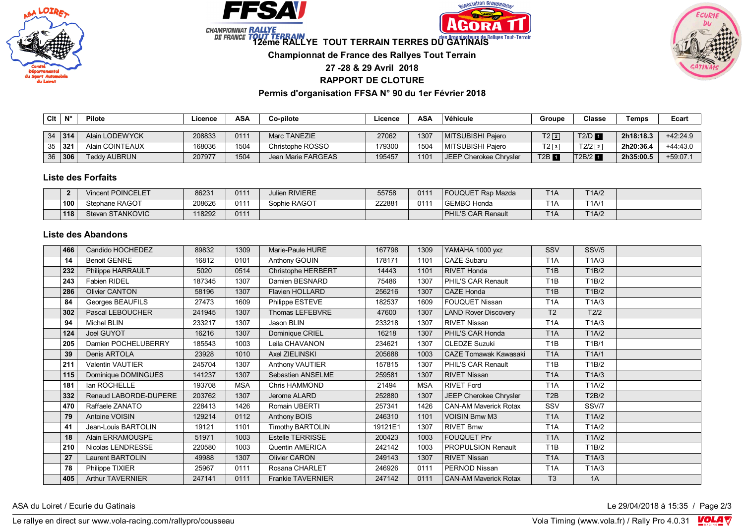# 12ème RALLYE TOUT TERRAIN TERRES DU GATINAIS

**Championnat de France des Rallyes Tout Terrain**

**27 -28 & 29 Avril 2018**

**RAPPORT DE CLOTURE**

**Permis d'organisation FFSA N° 90 du 1er Février 2018**

| Clt | N° | Pilote | Licence | ASA | Co-pilote | Licence | ASA | Véhicule | Groupe | Classe | Temps | Ecart |
|---|---|---|---|---|---|---|---|---|---|---|---|---|
| 34 | **314** | Alain LODEWYCK | 208833 | 0111 | Marc TANEZIE | 27062 | 1307 | MITSUBISHI Pajero | T2 2 | T2/D 1 | **2h18:18.3** | +42:24.9 |
| 35 | **321** | Alain COINTEAUX | 168036 | 1504 | Christophe ROSSO | 179300 | 1504 | MITSUBISHI Pajero | T2 3 | T2/2 2 | **2h20:36.4** | +44:43.0 |
| 36 | **306** | Teddy AUBRUN | 207977 | 1504 | Jean Marie FARGEAS | 195457 | 1101 | JEEP Cherokee Chrysler | T2B 1 | T2B/2 1 | **2h35:00.5** | +59:07.1 |

## Liste des Forfaits

| | N° | Pilote | Licence | ASA | Co-pilote | Licence | ASA | Véhicule | Groupe | Classe | |
|---|---|---|---|---|---|---|---|---|---|---|---|
| | **2** | Vincent POINCELET | 86231 | 0111 | Julien RIVIERE | 55758 | 0111 | FOUQUET Rsp Mazda | T1A | T1A/2 | |
| | **100** | Stephane RAGOT | 208626 | 0111 | Sophie RAGOT | 222881 | 0111 | GEMBO Honda | T1A | T1A/1 | |
| | **118** | Stevan STANKOVIC | 118292 | 0111 | | | | PHIL'S CAR Renault | T1A | T1A/2 | |

## Liste des Abandons

| | N° | Pilote | Licence | ASA | Co-pilote | Licence | ASA | Véhicule | Groupe | Classe | |
|---|---|---|---|---|---|---|---|---|---|---|---|
| | **466** | Candido HOCHEDEZ | 89832 | 1309 | Marie-Paule HURE | 167798 | 1309 | YAMAHA 1000 yxz | SSV | SSV/5 | |
| | **14** | Benoit GENRE | 16812 | 0101 | Anthony GOUIN | 178171 | 1101 | CAZE Subaru | T1A | T1A/3 | |
| | **232** | Philippe HARRAULT | 5020 | 0514 | Christophe HERBERT | 14443 | 1101 | RIVET Honda | T1B | T1B/2 | |
| | **243** | Fabien RIDEL | 187345 | 1307 | Damien BESNARD | 75486 | 1307 | PHIL'S CAR Renault | T1B | T1B/2 | |
| | **286** | Olivier CANTON | 58196 | 1307 | Flavien HOLLARD | 256216 | 1307 | CAZE Honda | T1B | T1B/2 | |
| | **84** | Georges BEAUFILS | 27473 | 1609 | Philippe ESTEVE | 182537 | 1609 | FOUQUET Nissan | T1A | T1A/3 | |
| | **302** | Pascal LEBOUCHER | 241945 | 1307 | Thomas LEFEBVRE | 47600 | 1307 | LAND Rover Discovery | T2 | T2/2 | |
| | **94** | Michel BLIN | 233217 | 1307 | Jason BLIN | 233218 | 1307 | RIVET Nissan | T1A | T1A/3 | |
| | **124** | Joel GUYOT | 16216 | 1307 | Dominique CRIEL | 16218 | 1307 | PHIL'S CAR Honda | T1A | T1A/2 | |
| | **205** | Damien POCHELUBERRY | 185543 | 1003 | Leila CHAVANON | 234621 | 1307 | CLEDZE Suzuki | T1B | T1B/1 | |
| | **39** | Denis ARTOLA | 23928 | 1010 | Axel ZIELINSKI | 205688 | 1003 | CAZE Tomawak Kawasaki | T1A | T1A/1 | |
| | **211** | Valentin VAUTIER | 245704 | 1307 | Anthony VAUTIER | 157815 | 1307 | PHIL'S CAR Renault | T1B | T1B/2 | |
| | **115** | Dominique DOMINGUES | 141237 | 1307 | Sebastien ANSELME | 259581 | 1307 | RIVET Nissan | T1A | T1A/3 | |
| | **181** | Ian ROCHELLE | 193708 | MSA | Chris HAMMOND | 21494 | MSA | RIVET Ford | T1A | T1A/2 | |
| | **332** | Renaud LABORDE-DUPERE | 203762 | 1307 | Jerome ALARD | 252880 | 1307 | JEEP Cherokee Chrysler | T2B | T2B/2 | |
| | **470** | Raffaele ZANATO | 228413 | 1426 | Romain UBERTI | 257341 | 1426 | CAN-AM Maverick Rotax | SSV | SSV/7 | |
| | **79** | Antoine VOISIN | 129214 | 0112 | Anthony BOIS | 246310 | 1101 | VOISIN Bmw M3 | T1A | T1A/2 | |
| | **41** | Jean-Louis BARTOLIN | 19121 | 1101 | Timothy BARTOLIN | 19121E1 | 1307 | RIVET Bmw | T1A | T1A/2 | |
| | **18** | Alain ERRAMOUSPE | 51971 | 1003 | Estelle TERRISSE | 200423 | 1003 | FOUQUET Prv | T1A | T1A/2 | |
| | **210** | Nicolas LENDRESSE | 220580 | 1003 | Quentin AMERICA | 242142 | 1003 | PROPULSION Renault | T1B | T1B/2 | |
| | **27** | Laurent BARTOLIN | 49988 | 1307 | Olivier CARON | 249143 | 1307 | RIVET Nissan | T1A | T1A/3 | |
| | **78** | Philippe TIXIER | 25967 | 0111 | Rosana CHARLET | 246926 | 0111 | PERNOD Nissan | T1A | T1A/3 | |
| | **405** | Arthur TAVERNIER | 247141 | 0111 | Frankie TAVERNIER | 247142 | 0111 | CAN-AM Maverick Rotax | T3 | 1A | |

ASA du Loiret / Ecurie du Gatinais — Le 29/04/2018 à 15:35

Le rallye en direct sur www.vola-racing.com/rallypro/cousseau — Vola Timing (www.vola.fr) / Rally Pro 4.0.31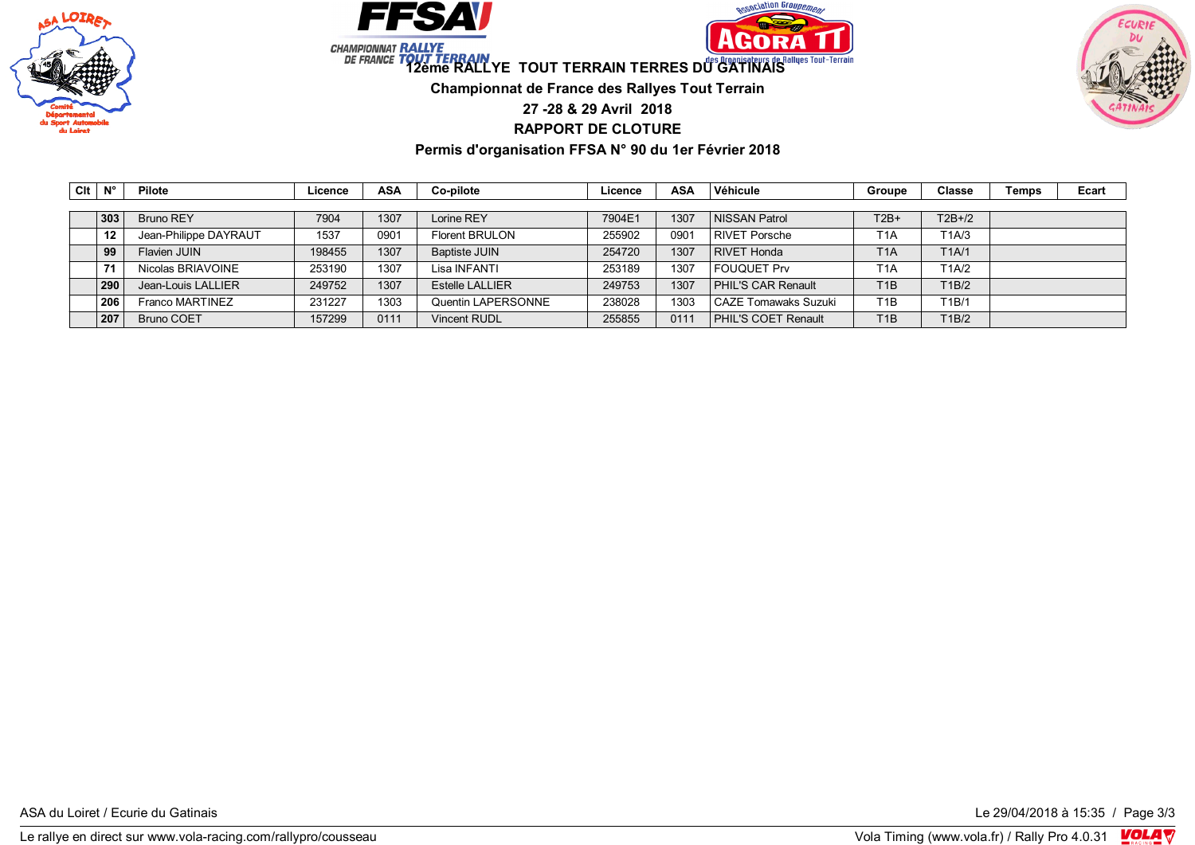# 12ème RALLYE TOUT TERRAIN TERRES DU GATINAIS

**Championnat de France des Rallyes Tout Terrain**

**27 -28 & 29 Avril 2018**

**RAPPORT DE CLOTURE**

**Permis d'organisation FFSA N° 90 du 1er Février 2018**

| Clt | N° | Pilote | Licence | ASA | Co-pilote | Licence | ASA | Véhicule | Groupe | Classe | Temps | Ecart |
|---|---|---|---|---|---|---|---|---|---|---|---|---|
| | 303 | Bruno REY | 7904 | 1307 | Lorine REY | 7904E1 | 1307 | NISSAN Patrol | T2B+ | T2B+/2 | | |
| | 12 | Jean-Philippe DAYRAUT | 1537 | 0901 | Florent BRULON | 255902 | 0901 | RIVET Porsche | T1A | T1A/3 | | |
| | 99 | Flavien JUIN | 198455 | 1307 | Baptiste JUIN | 254720 | 1307 | RIVET Honda | T1A | T1A/1 | | |
| | 71 | Nicolas BRIAVOINE | 253190 | 1307 | Lisa INFANTI | 253189 | 1307 | FOUQUET Prv | T1A | T1A/2 | | |
| | 290 | Jean-Louis LALLIER | 249752 | 1307 | Estelle LALLIER | 249753 | 1307 | PHIL'S CAR Renault | T1B | T1B/2 | | |
| | 206 | Franco MARTINEZ | 231227 | 1303 | Quentin LAPERSONNE | 238028 | 1303 | CAZE Tomawaks Suzuki | T1B | T1B/1 | | |
| | 207 | Bruno COET | 157299 | 0111 | Vincent RUDL | 255855 | 0111 | PHIL'S COET Renault | T1B | T1B/2 | | |

ASA du Loiret / Ecurie du Gatinais

Le 29/04/2018 à 15:35

Le rallye en direct sur www.vola-racing.com/rallypro/cousseau

Vola Timing (www.vola.fr) / Rally Pro 4.0.31